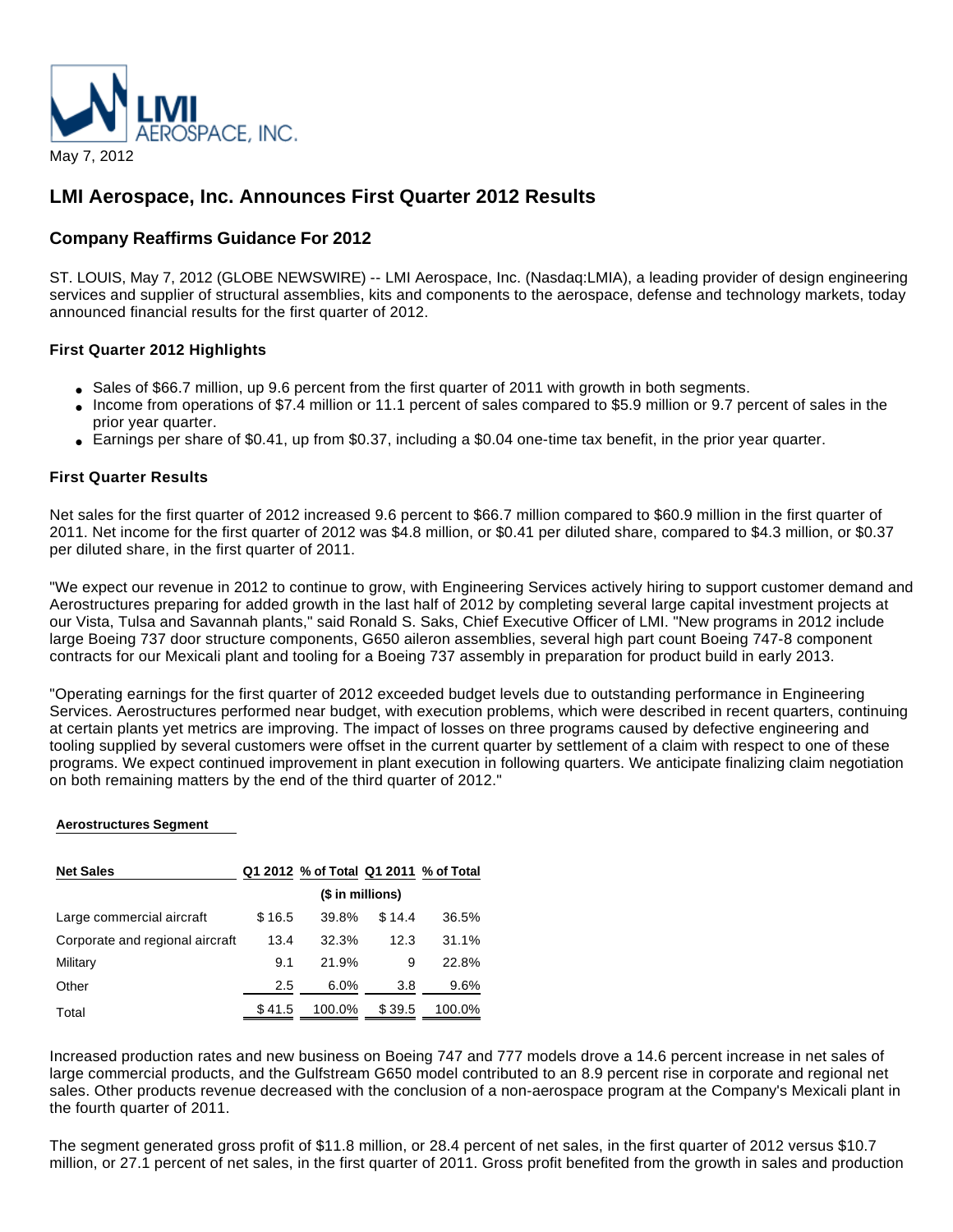May 7, 2012

# LMI Aerospace, Inc. Announces First Quarter 2012 Results

## Company Reaffirms Guidance For 2012

ST. LOUIS, May 7, 2012 (GLOBE NEWSWIRE) -- LMI Aerospace, Inc. (Nasdaq:LMIA), a leading provider of design engineering services and supplier of structural assemblies, kits and components to the aerospace, defense and technology markets, today announced financial results for the first quarter of 2012.

### First Quarter 2012 Highlights

- Sales of $66.7 million, up 9.6 percent from the first quarter of 2011 with growth in both segments.
- Income from operations of $7.4 million or 11.1 percent of sales compared to $5.9 million or 9.7 percent of sales in the prior year quarter.
- Earnings per share of $0.41, up from $0.37, including a $0.04 one-time tax benefit, in the prior year quarter.

### First Quarter Results

Net sales for the first quarter of 2012 increased 9.6 percent to $66.7 million compared to $60.9 million in the first quarter of 2011. Net income for the first quarter of 2012 was $4.8 million, or $0.41 per diluted share, compared to $4.3 million, or $0.37 per diluted share, in the first quarter of 2011.

"We expect our revenue in 2012 to continue to grow, with Engineering Services actively hiring to support customer demand and Aerostructures preparing for added growth in the last half of 2012 by completing several large capital investment projects at our Vista, Tulsa and Savannah plants," said Ronald S. Saks, Chief Executive Officer of LMI. "New programs in 2012 include large Boeing 737 door structure components, G650 aileron assemblies, several high part count Boeing 747-8 component contracts for our Mexicali plant and tooling for a Boeing 737 assembly in preparation for product build in early 2013.

"Operating earnings for the first quarter of 2012 exceeded budget levels due to outstanding performance in Engineering Services. Aerostructures performed near budget, with execution problems, which were described in recent quarters, continuing at certain plants yet metrics are improving. The impact of losses on three programs caused by defective engineering and tooling supplied by several customers were offset in the current quarter by settlement of a claim with respect to one of these programs. We expect continued improvement in plant execution in following quarters. We anticipate finalizing claim negotiation on both remaining matters by the end of the third quarter of 2012."

**Aerostructures Segment**

| Net Sales | Q1 2012 | % of Total | Q1 2011 | % of Total |
|---|---|---|---|---|
| | ($ in millions) | | | |
| Large commercial aircraft | $ 16.5 | 39.8% | $ 14.4 | 36.5% |
| Corporate and regional aircraft | 13.4 | 32.3% | 12.3 | 31.1% |
| Military | 9.1 | 21.9% | 9 | 22.8% |
| Other | 2.5 | 6.0% | 3.8 | 9.6% |
| Total | $ 41.5 | 100.0% | $ 39.5 | 100.0% |

Increased production rates and new business on Boeing 747 and 777 models drove a 14.6 percent increase in net sales of large commercial products, and the Gulfstream G650 model contributed to an 8.9 percent rise in corporate and regional net sales. Other products revenue decreased with the conclusion of a non-aerospace program at the Company's Mexicali plant in the fourth quarter of 2011.

The segment generated gross profit of $11.8 million, or 28.4 percent of net sales, in the first quarter of 2012 versus $10.7 million, or 27.1 percent of net sales, in the first quarter of 2011. Gross profit benefited from the growth in sales and production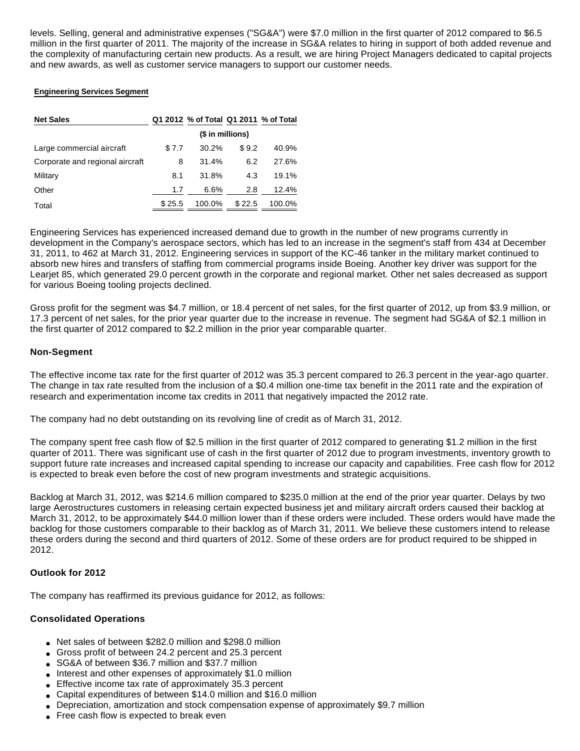levels. Selling, general and administrative expenses ("SG&A") were $7.0 million in the first quarter of 2012 compared to $6.5 million in the first quarter of 2011. The majority of the increase in SG&A relates to hiring in support of both added revenue and the complexity of manufacturing certain new products. As a result, we are hiring Project Managers dedicated to capital projects and new awards, as well as customer service managers to support our customer needs.

**Engineering Services Segment**

| Net Sales | Q1 2012 | % of Total | Q1 2011 | % of Total |
|---|---|---|---|---|
| | ($ in millions) | | | |
| Large commercial aircraft | $ 7.7 | 30.2% | $ 9.2 | 40.9% |
| Corporate and regional aircraft | 8 | 31.4% | 6.2 | 27.6% |
| Military | 8.1 | 31.8% | 4.3 | 19.1% |
| Other | 1.7 | 6.6% | 2.8 | 12.4% |
| Total | $ 25.5 | 100.0% | $ 22.5 | 100.0% |

Engineering Services has experienced increased demand due to growth in the number of new programs currently in development in the Company's aerospace sectors, which has led to an increase in the segment's staff from 434 at December 31, 2011, to 462 at March 31, 2012. Engineering services in support of the KC-46 tanker in the military market continued to absorb new hires and transfers of staffing from commercial programs inside Boeing. Another key driver was support for the Learjet 85, which generated 29.0 percent growth in the corporate and regional market. Other net sales decreased as support for various Boeing tooling projects declined.

Gross profit for the segment was $4.7 million, or 18.4 percent of net sales, for the first quarter of 2012, up from $3.9 million, or 17.3 percent of net sales, for the prior year quarter due to the increase in revenue. The segment had SG&A of $2.1 million in the first quarter of 2012 compared to $2.2 million in the prior year comparable quarter.

**Non-Segment**

The effective income tax rate for the first quarter of 2012 was 35.3 percent compared to 26.3 percent in the year-ago quarter. The change in tax rate resulted from the inclusion of a $0.4 million one-time tax benefit in the 2011 rate and the expiration of research and experimentation income tax credits in 2011 that negatively impacted the 2012 rate.

The company had no debt outstanding on its revolving line of credit as of March 31, 2012.

The company spent free cash flow of $2.5 million in the first quarter of 2012 compared to generating $1.2 million in the first quarter of 2011. There was significant use of cash in the first quarter of 2012 due to program investments, inventory growth to support future rate increases and increased capital spending to increase our capacity and capabilities. Free cash flow for 2012 is expected to break even before the cost of new program investments and strategic acquisitions.

Backlog at March 31, 2012, was $214.6 million compared to $235.0 million at the end of the prior year quarter. Delays by two large Aerostructures customers in releasing certain expected business jet and military aircraft orders caused their backlog at March 31, 2012, to be approximately $44.0 million lower than if these orders were included. These orders would have made the backlog for those customers comparable to their backlog as of March 31, 2011. We believe these customers intend to release these orders during the second and third quarters of 2012. Some of these orders are for product required to be shipped in 2012.

**Outlook for 2012**

The company has reaffirmed its previous guidance for 2012, as follows:

**Consolidated Operations**

- Net sales of between $282.0 million and $298.0 million
- Gross profit of between 24.2 percent and 25.3 percent
- SG&A of between $36.7 million and $37.7 million
- Interest and other expenses of approximately $1.0 million
- Effective income tax rate of approximately 35.3 percent
- Capital expenditures of between $14.0 million and $16.0 million
- Depreciation, amortization and stock compensation expense of approximately $9.7 million
- Free cash flow is expected to break even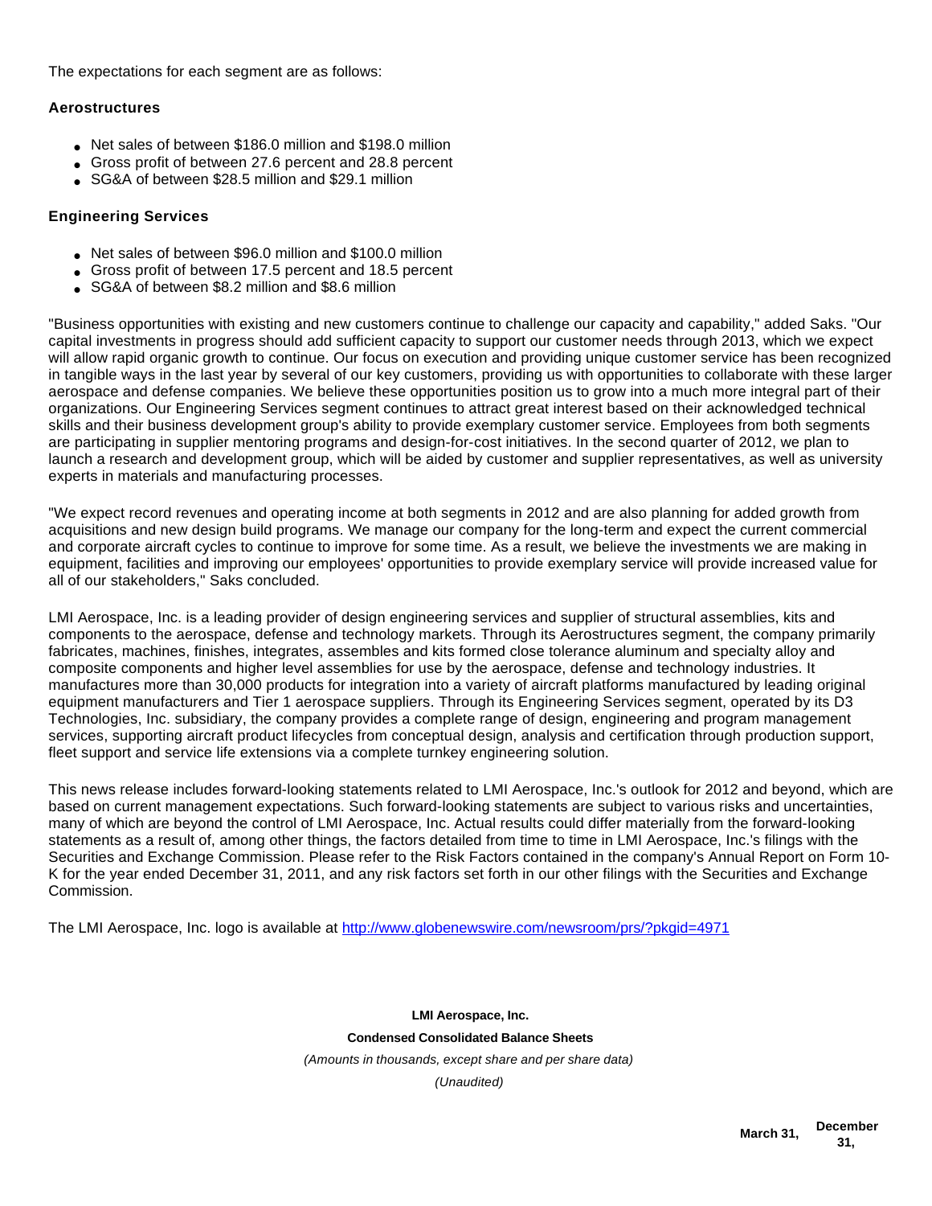The expectations for each segment are as follows:

**Aerostructures**

- Net sales of between $186.0 million and $198.0 million
- Gross profit of between 27.6 percent and 28.8 percent
- SG&A of between $28.5 million and $29.1 million

**Engineering Services**

- Net sales of between $96.0 million and $100.0 million
- Gross profit of between 17.5 percent and 18.5 percent
- SG&A of between $8.2 million and $8.6 million

"Business opportunities with existing and new customers continue to challenge our capacity and capability," added Saks. "Our capital investments in progress should add sufficient capacity to support our customer needs through 2013, which we expect will allow rapid organic growth to continue. Our focus on execution and providing unique customer service has been recognized in tangible ways in the last year by several of our key customers, providing us with opportunities to collaborate with these larger aerospace and defense companies. We believe these opportunities position us to grow into a much more integral part of their organizations. Our Engineering Services segment continues to attract great interest based on their acknowledged technical skills and their business development group's ability to provide exemplary customer service. Employees from both segments are participating in supplier mentoring programs and design-for-cost initiatives. In the second quarter of 2012, we plan to launch a research and development group, which will be aided by customer and supplier representatives, as well as university experts in materials and manufacturing processes.

"We expect record revenues and operating income at both segments in 2012 and are also planning for added growth from acquisitions and new design build programs. We manage our company for the long-term and expect the current commercial and corporate aircraft cycles to continue to improve for some time. As a result, we believe the investments we are making in equipment, facilities and improving our employees' opportunities to provide exemplary service will provide increased value for all of our stakeholders," Saks concluded.

LMI Aerospace, Inc. is a leading provider of design engineering services and supplier of structural assemblies, kits and components to the aerospace, defense and technology markets. Through its Aerostructures segment, the company primarily fabricates, machines, finishes, integrates, assembles and kits formed close tolerance aluminum and specialty alloy and composite components and higher level assemblies for use by the aerospace, defense and technology industries. It manufactures more than 30,000 products for integration into a variety of aircraft platforms manufactured by leading original equipment manufacturers and Tier 1 aerospace suppliers. Through its Engineering Services segment, operated by its D3 Technologies, Inc. subsidiary, the company provides a complete range of design, engineering and program management services, supporting aircraft product lifecycles from conceptual design, analysis and certification through production support, fleet support and service life extensions via a complete turnkey engineering solution.

This news release includes forward-looking statements related to LMI Aerospace, Inc.'s outlook for 2012 and beyond, which are based on current management expectations. Such forward-looking statements are subject to various risks and uncertainties, many of which are beyond the control of LMI Aerospace, Inc. Actual results could differ materially from the forward-looking statements as a result of, among other things, the factors detailed from time to time in LMI Aerospace, Inc.'s filings with the Securities and Exchange Commission. Please refer to the Risk Factors contained in the company's Annual Report on Form 10-K for the year ended December 31, 2011, and any risk factors set forth in our other filings with the Securities and Exchange Commission.

The LMI Aerospace, Inc. logo is available at http://www.globenewswire.com/newsroom/prs/?pkgid=4971

**LMI Aerospace, Inc.**

**Condensed Consolidated Balance Sheets**

*(Amounts in thousands, except share and per share data)*

*(Unaudited)*

| | March 31, | December 31, |
|---|---|---|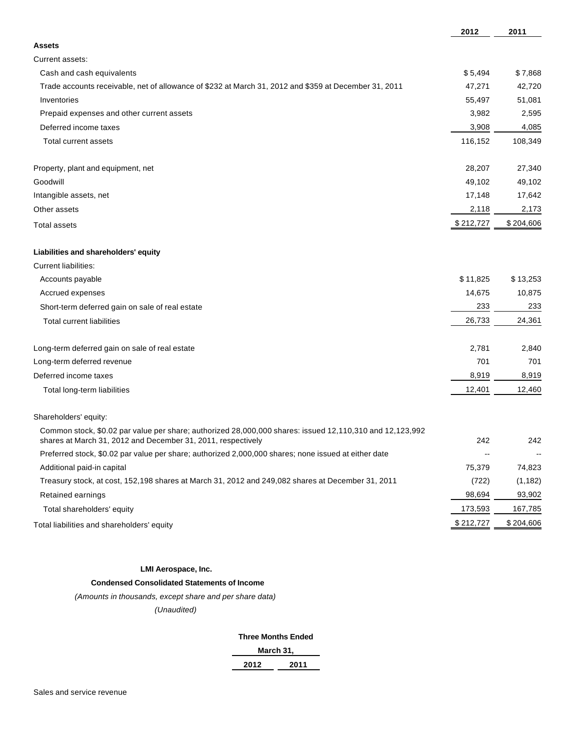| | 2012 | 2011 |
|---|---|---|
| **Assets** | | |
| Current assets: | | |
| Cash and cash equivalents | $ 5,494 | $ 7,868 |
| Trade accounts receivable, net of allowance of $232 at March 31, 2012 and $359 at December 31, 2011 | 47,271 | 42,720 |
| Inventories | 55,497 | 51,081 |
| Prepaid expenses and other current assets | 3,982 | 2,595 |
| Deferred income taxes | 3,908 | 4,085 |
| Total current assets | 116,152 | 108,349 |
| | | |
| Property, plant and equipment, net | 28,207 | 27,340 |
| Goodwill | 49,102 | 49,102 |
| Intangible assets, net | 17,148 | 17,642 |
| Other assets | 2,118 | 2,173 |
| Total assets | $ 212,727 | $ 204,606 |
| | | |
| **Liabilities and shareholders' equity** | | |
| Current liabilities: | | |
| Accounts payable | $ 11,825 | $ 13,253 |
| Accrued expenses | 14,675 | 10,875 |
| Short-term deferred gain on sale of real estate | 233 | 233 |
| Total current liabilities | 26,733 | 24,361 |
| | | |
| Long-term deferred gain on sale of real estate | 2,781 | 2,840 |
| Long-term deferred revenue | 701 | 701 |
| Deferred income taxes | 8,919 | 8,919 |
| Total long-term liabilities | 12,401 | 12,460 |
| | | |
| Shareholders' equity: | | |
| Common stock, $0.02 par value per share; authorized 28,000,000 shares: issued 12,110,310 and 12,123,992 shares at March 31, 2012 and December 31, 2011, respectively | 242 | 242 |
| Preferred stock, $0.02 par value per share; authorized 2,000,000 shares; none issued at either date | -- | -- |
| Additional paid-in capital | 75,379 | 74,823 |
| Treasury stock, at cost, 152,198 shares at March 31, 2012 and 249,082 shares at December 31, 2011 | (722) | (1,182) |
| Retained earnings | 98,694 | 93,902 |
| Total shareholders' equity | 173,593 | 167,785 |
| Total liabilities and shareholders' equity | $ 212,727 | $ 204,606 |

**LMI Aerospace, Inc.**

**Condensed Consolidated Statements of Income**

*(Amounts in thousands, except share and per share data)*

*(Unaudited)*

| | Three Months Ended March 31, | |
|---|---|---|
| | 2012 | 2011 |
| Sales and service revenue | | |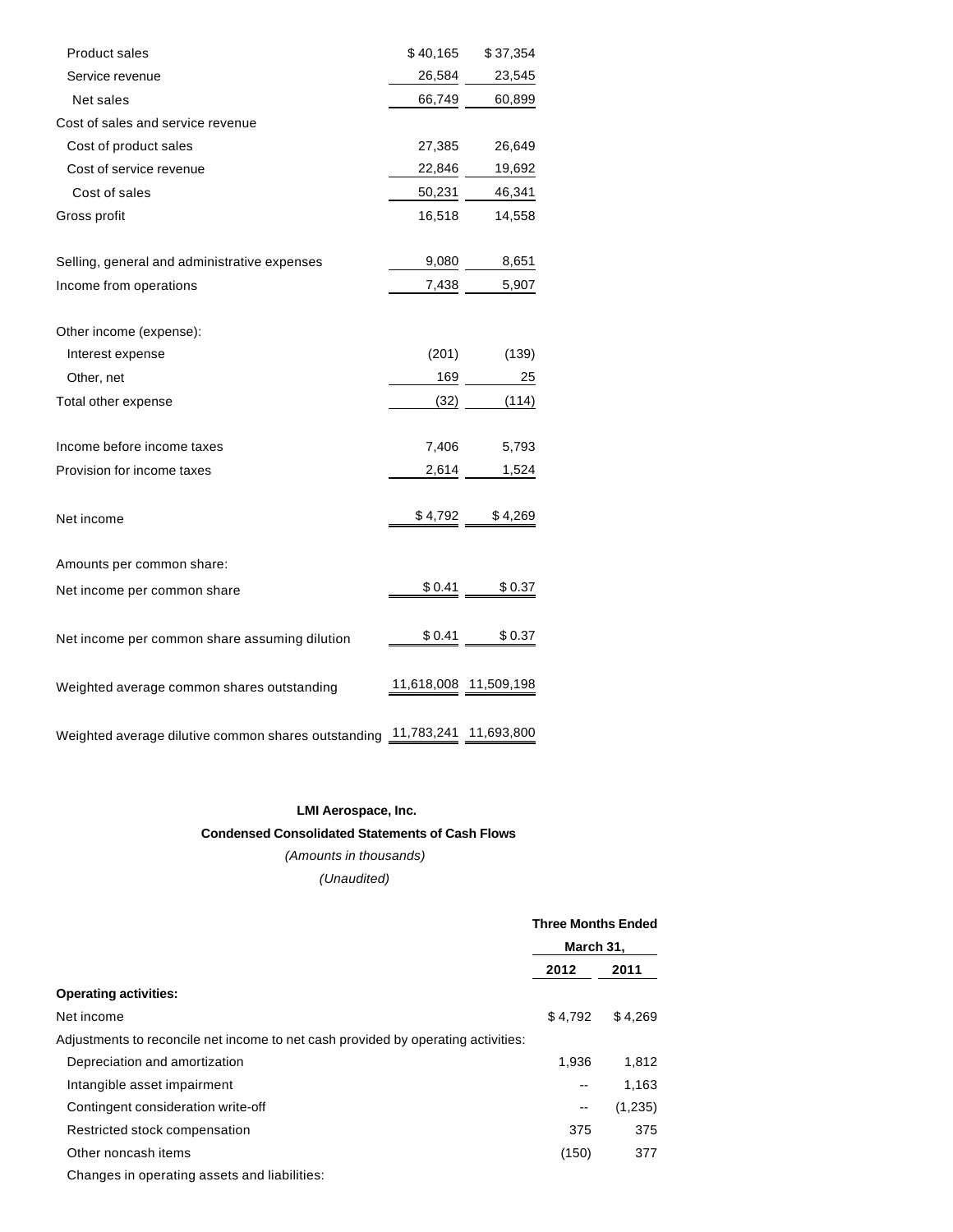| | | |
|---|---|---|
| Product sales | $ 40,165 | $ 37,354 |
| Service revenue | 26,584 | 23,545 |
| Net sales | 66,749 | 60,899 |
| Cost of sales and service revenue | | |
| Cost of product sales | 27,385 | 26,649 |
| Cost of service revenue | 22,846 | 19,692 |
| Cost of sales | 50,231 | 46,341 |
| Gross profit | 16,518 | 14,558 |
| | | |
| Selling, general and administrative expenses | 9,080 | 8,651 |
| Income from operations | 7,438 | 5,907 |
| | | |
| Other income (expense): | | |
| Interest expense | (201) | (139) |
| Other, net | 169 | 25 |
| Total other expense | (32) | (114) |
| | | |
| Income before income taxes | 7,406 | 5,793 |
| Provision for income taxes | 2,614 | 1,524 |
| | | |
| Net income | $ 4,792 | $ 4,269 |
| | | |
| Amounts per common share: | | |
| Net income per common share | $ 0.41 | $ 0.37 |
| | | |
| Net income per common share assuming dilution | $ 0.41 | $ 0.37 |
| | | |
| Weighted average common shares outstanding | 11,618,008 | 11,509,198 |
| | | |
| Weighted average dilutive common shares outstanding | 11,783,241 | 11,693,800 |

**LMI Aerospace, Inc.**

**Condensed Consolidated Statements of Cash Flows**

*(Amounts in thousands)*

*(Unaudited)*

| | Three Months Ended March 31, | |
|---|---|---|
| | **2012** | **2011** |
| **Operating activities:** | | |
| Net income | $ 4,792 | $ 4,269 |
| Adjustments to reconcile net income to net cash provided by operating activities: | | |
| Depreciation and amortization | 1,936 | 1,812 |
| Intangible asset impairment | -- | 1,163 |
| Contingent consideration write-off | -- | (1,235) |
| Restricted stock compensation | 375 | 375 |
| Other noncash items | (150) | 377 |
| Changes in operating assets and liabilities: | | |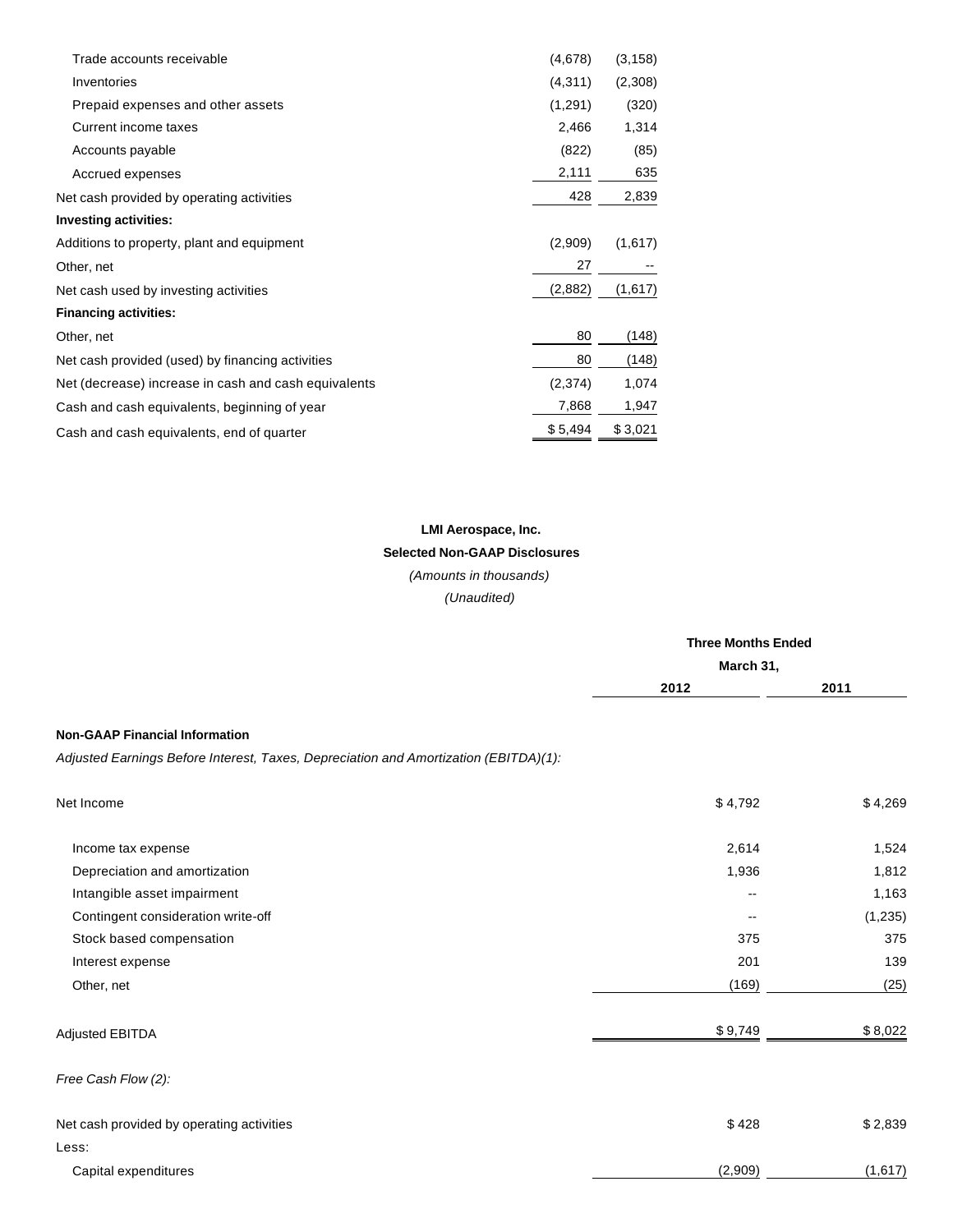| | | |
|---|---|---|
| Trade accounts receivable | (4,678) | (3,158) |
| Inventories | (4,311) | (2,308) |
| Prepaid expenses and other assets | (1,291) | (320) |
| Current income taxes | 2,466 | 1,314 |
| Accounts payable | (822) | (85) |
| Accrued expenses | 2,111 | 635 |
| Net cash provided by operating activities | 428 | 2,839 |
| **Investing activities:** | | |
| Additions to property, plant and equipment | (2,909) | (1,617) |
| Other, net | 27 | -- |
| Net cash used by investing activities | (2,882) | (1,617) |
| **Financing activities:** | | |
| Other, net | 80 | (148) |
| Net cash provided (used) by financing activities | 80 | (148) |
| Net (decrease) increase in cash and cash equivalents | (2,374) | 1,074 |
| Cash and cash equivalents, beginning of year | 7,868 | 1,947 |
| Cash and cash equivalents, end of quarter | $ 5,494 | $ 3,021 |

**LMI Aerospace, Inc.**

**Selected Non-GAAP Disclosures**

*(Amounts in thousands)*

*(Unaudited)*

| | Three Months Ended March 31, | |
|---|---|---|
| | **2012** | **2011** |
| **Non-GAAP Financial Information** | | |
| *Adjusted Earnings Before Interest, Taxes, Depreciation and Amortization (EBITDA)(1):* | | |
| Net Income | $ 4,792 | $ 4,269 |
| Income tax expense | 2,614 | 1,524 |
| Depreciation and amortization | 1,936 | 1,812 |
| Intangible asset impairment | -- | 1,163 |
| Contingent consideration write-off | -- | (1,235) |
| Stock based compensation | 375 | 375 |
| Interest expense | 201 | 139 |
| Other, net | (169) | (25) |
| Adjusted EBITDA | $ 9,749 | $ 8,022 |
| *Free Cash Flow (2):* | | |
| Net cash provided by operating activities | $ 428 | $ 2,839 |
| Less: | | |
| Capital expenditures | (2,909) | (1,617) |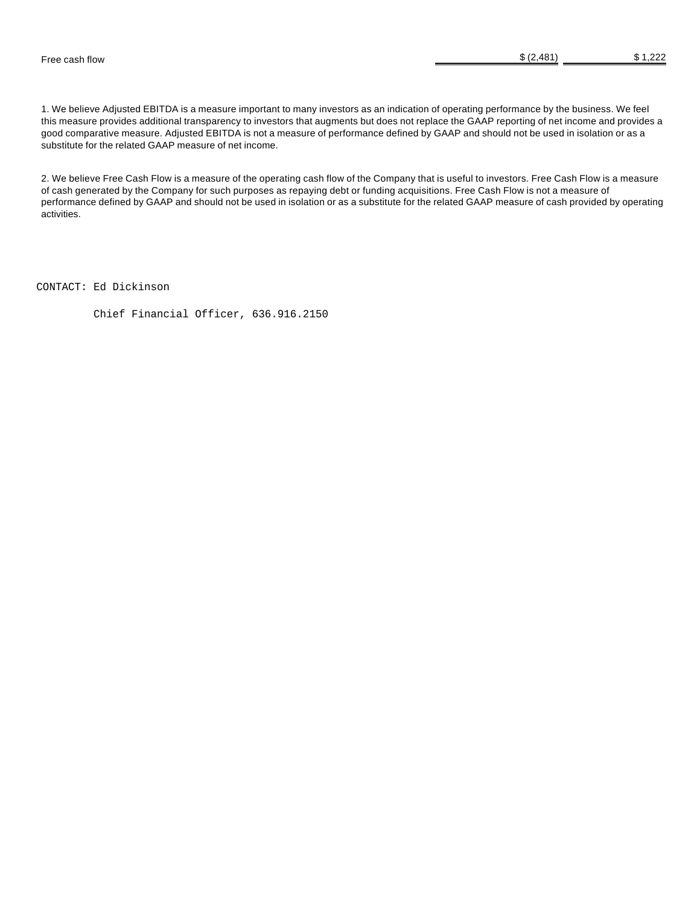| | | |
|---|---|---|
| Free cash flow | $ (2,481) | $ 1,222 |

1. We believe Adjusted EBITDA is a measure important to many investors as an indication of operating performance by the business. We feel this measure provides additional transparency to investors that augments but does not replace the GAAP reporting of net income and provides a good comparative measure. Adjusted EBITDA is not a measure of performance defined by GAAP and should not be used in isolation or as a substitute for the related GAAP measure of net income.

2. We believe Free Cash Flow is a measure of the operating cash flow of the Company that is useful to investors. Free Cash Flow is a measure of cash generated by the Company for such purposes as repaying debt or funding acquisitions. Free Cash Flow is not a measure of performance defined by GAAP and should not be used in isolation or as a substitute for the related GAAP measure of cash provided by operating activities.

CONTACT: Ed Dickinson

Chief Financial Officer, 636.916.2150